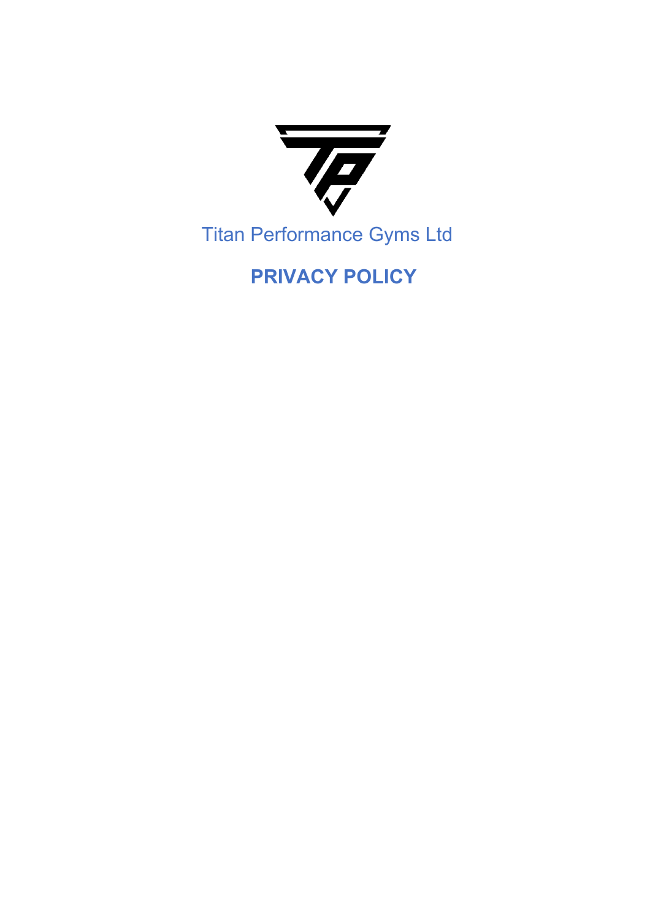Titan Performance Gyms Ltd

# PRIVACY POLICY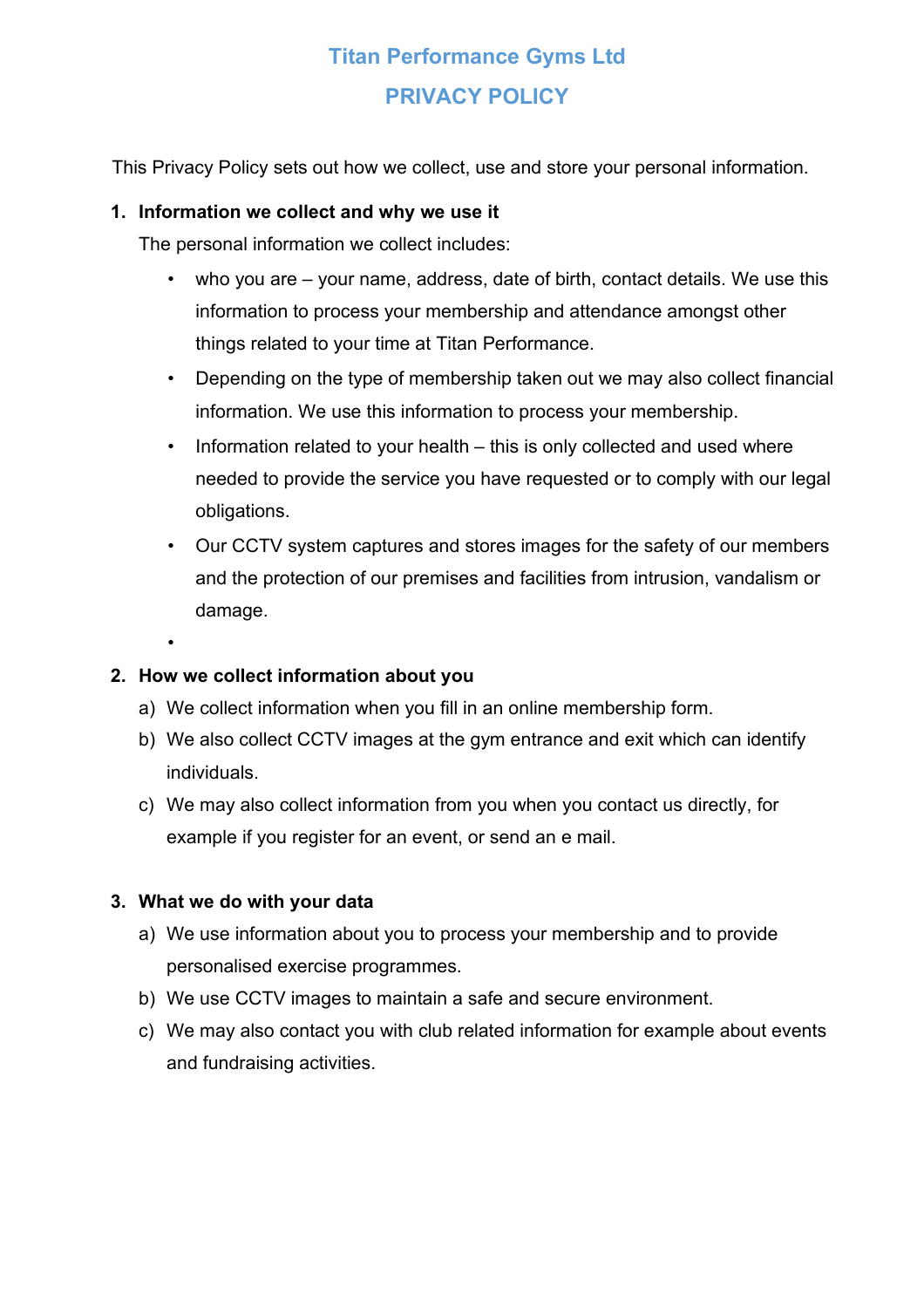# Titan Performance Gyms Ltd

# PRIVACY POLICY

This Privacy Policy sets out how we collect, use and store your personal information.

1. **Information we collect and why we use it**

   The personal information we collect includes:

   - who you are – your name, address, date of birth, contact details. We use this information to process your membership and attendance amongst other things related to your time at Titan Performance.
   - Depending on the type of membership taken out we may also collect financial information. We use this information to process your membership.
   - Information related to your health – this is only collected and used where needed to provide the service you have requested or to comply with our legal obligations.
   - Our CCTV system captures and stores images for the safety of our members and the protection of our premises and facilities from intrusion, vandalism or damage.
   - 

2. **How we collect information about you**

   a) We collect information when you fill in an online membership form.

   b) We also collect CCTV images at the gym entrance and exit which can identify individuals.

   c) We may also collect information from you when you contact us directly, for example if you register for an event, or send an e mail.

3. **What we do with your data**

   a) We use information about you to process your membership and to provide personalised exercise programmes.

   b) We use CCTV images to maintain a safe and secure environment.

   c) We may also contact you with club related information for example about events and fundraising activities.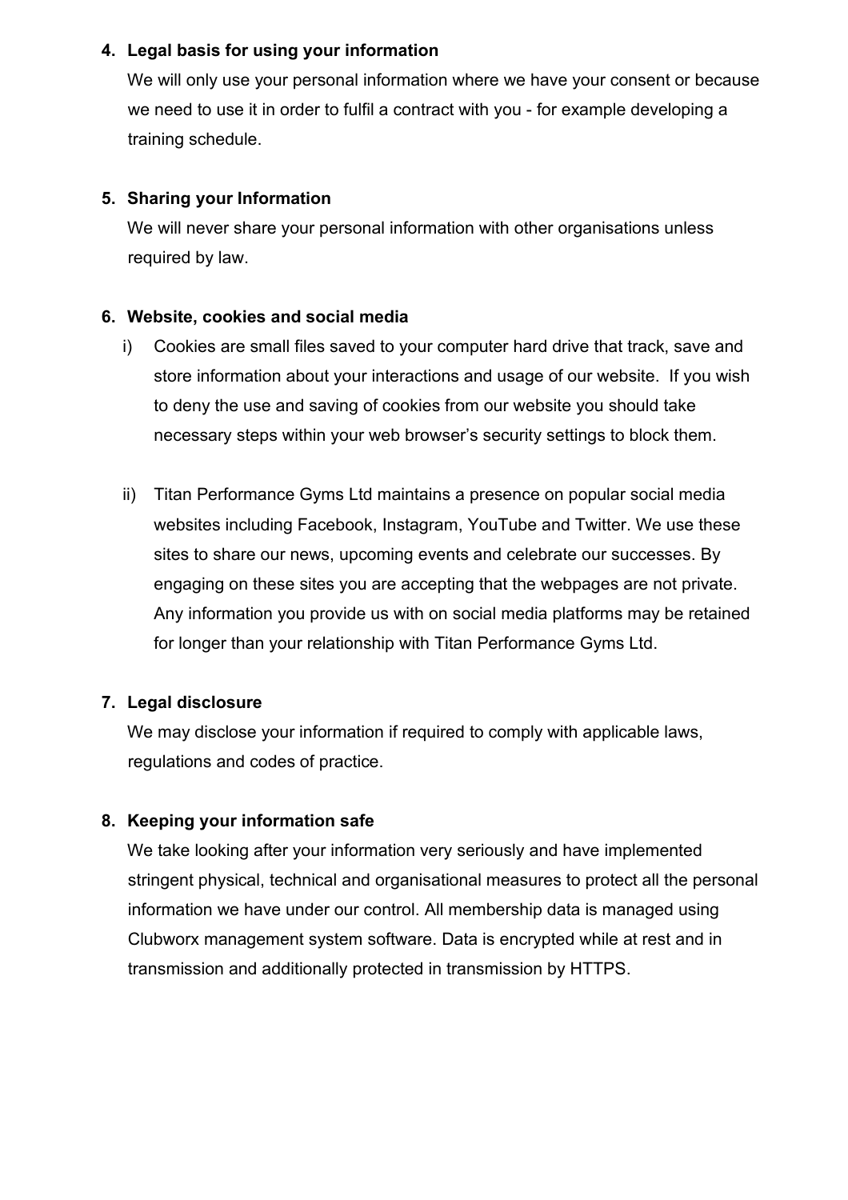4. **Legal basis for using your information**

   We will only use your personal information where we have your consent or because we need to use it in order to fulfil a contract with you - for example developing a training schedule.

5. **Sharing your Information**

   We will never share your personal information with other organisations unless required by law.

6. **Website, cookies and social media**

   i) Cookies are small files saved to your computer hard drive that track, save and store information about your interactions and usage of our website. If you wish to deny the use and saving of cookies from our website you should take necessary steps within your web browser's security settings to block them.

   ii) Titan Performance Gyms Ltd maintains a presence on popular social media websites including Facebook, Instagram, YouTube and Twitter. We use these sites to share our news, upcoming events and celebrate our successes. By engaging on these sites you are accepting that the webpages are not private. Any information you provide us with on social media platforms may be retained for longer than your relationship with Titan Performance Gyms Ltd.

7. **Legal disclosure**

   We may disclose your information if required to comply with applicable laws, regulations and codes of practice.

8. **Keeping your information safe**

   We take looking after your information very seriously and have implemented stringent physical, technical and organisational measures to protect all the personal information we have under our control. All membership data is managed using Clubworx management system software. Data is encrypted while at rest and in transmission and additionally protected in transmission by HTTPS.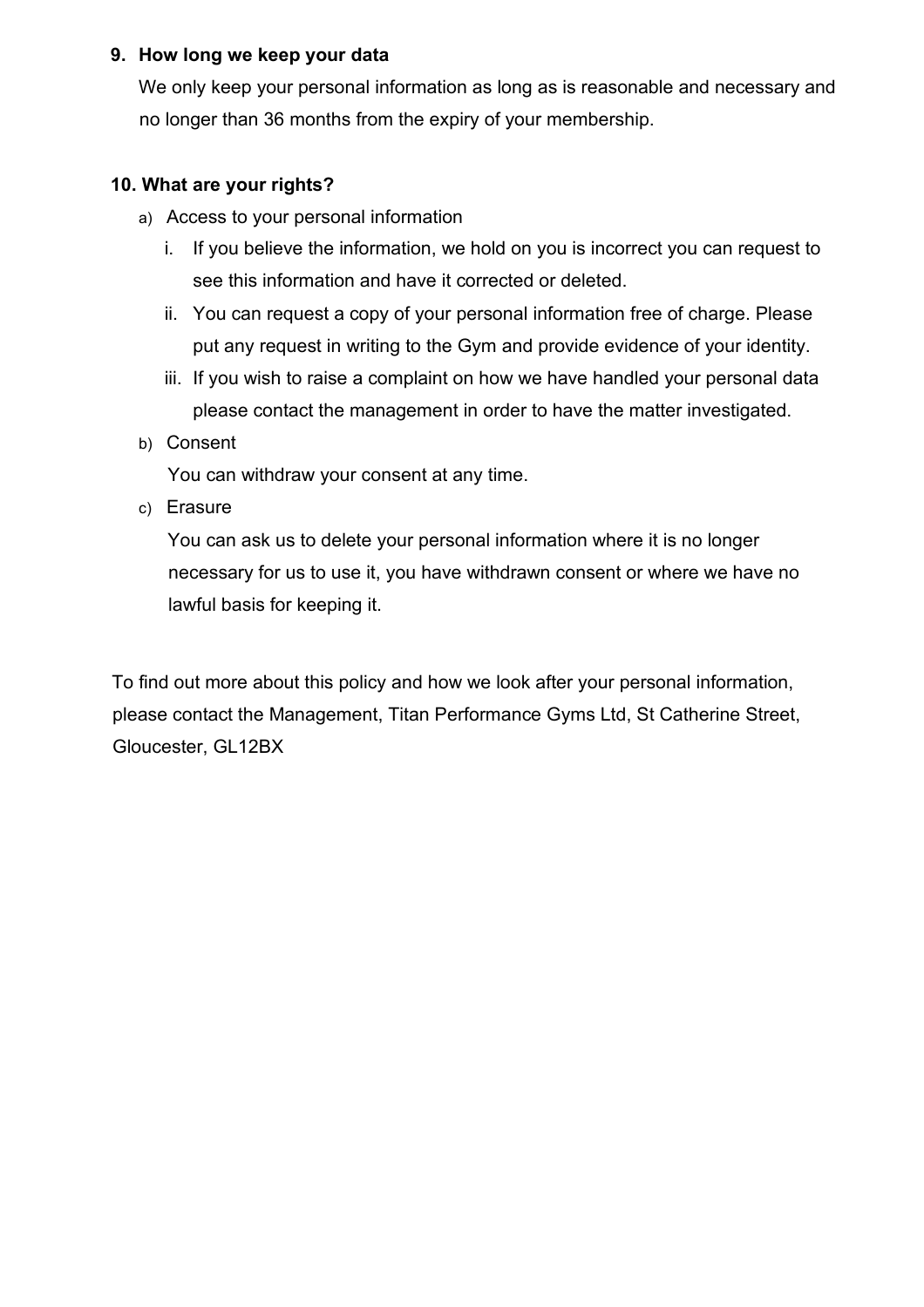**9. How long we keep your data**

We only keep your personal information as long as is reasonable and necessary and no longer than 36 months from the expiry of your membership.

**10. What are your rights?**

a) Access to your personal information

   i. If you believe the information, we hold on you is incorrect you can request to see this information and have it corrected or deleted.

   ii. You can request a copy of your personal information free of charge. Please put any request in writing to the Gym and provide evidence of your identity.

   iii. If you wish to raise a complaint on how we have handled your personal data please contact the management in order to have the matter investigated.

b) Consent

   You can withdraw your consent at any time.

c) Erasure

   You can ask us to delete your personal information where it is no longer necessary for us to use it, you have withdrawn consent or where we have no lawful basis for keeping it.

To find out more about this policy and how we look after your personal information, please contact the Management, Titan Performance Gyms Ltd, St Catherine Street, Gloucester, GL12BX